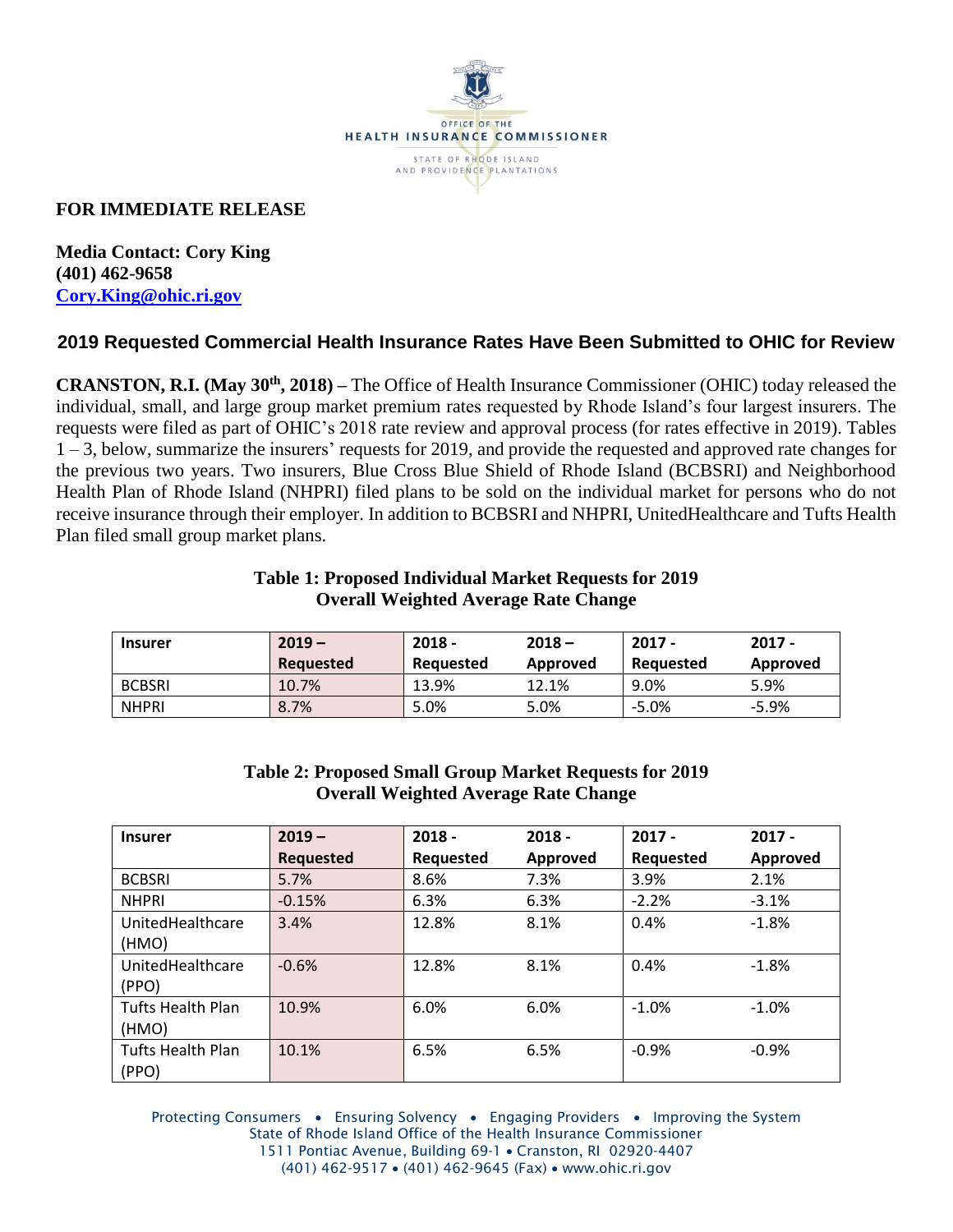OFFICE OF THE
HEALTH INSURANCE COMMISSIONER
STATE OF RHODE ISLAND
AND PROVIDENCE PLANTATIONS

**FOR IMMEDIATE RELEASE**

**Media Contact: Cory King**
**(401) 462-9658**
**[Cory.King@ohic.ri.gov](mailto:Cory.King@ohic.ri.gov)**

## 2019 Requested Commercial Health Insurance Rates Have Been Submitted to OHIC for Review

**CRANSTON, R.I. (May 30th, 2018) –** The Office of Health Insurance Commissioner (OHIC) today released the individual, small, and large group market premium rates requested by Rhode Island's four largest insurers. The requests were filed as part of OHIC's 2018 rate review and approval process (for rates effective in 2019). Tables 1 – 3, below, summarize the insurers' requests for 2019, and provide the requested and approved rate changes for the previous two years. Two insurers, Blue Cross Blue Shield of Rhode Island (BCBSRI) and Neighborhood Health Plan of Rhode Island (NHPRI) filed plans to be sold on the individual market for persons who do not receive insurance through their employer. In addition to BCBSRI and NHPRI, UnitedHealthcare and Tufts Health Plan filed small group market plans.

**Table 1: Proposed Individual Market Requests for 2019**
**Overall Weighted Average Rate Change**

| Insurer | 2019 – Requested | 2018 - Requested | 2018 – Approved | 2017 - Requested | 2017 - Approved |
|---|---|---|---|---|---|
| BCBSRI | 10.7% | 13.9% | 12.1% | 9.0% | 5.9% |
| NHPRI | 8.7% | 5.0% | 5.0% | -5.0% | -5.9% |

**Table 2: Proposed Small Group Market Requests for 2019**
**Overall Weighted Average Rate Change**

| Insurer | 2019 – Requested | 2018 - Requested | 2018 - Approved | 2017 - Requested | 2017 - Approved |
|---|---|---|---|---|---|
| BCBSRI | 5.7% | 8.6% | 7.3% | 3.9% | 2.1% |
| NHPRI | -0.15% | 6.3% | 6.3% | -2.2% | -3.1% |
| UnitedHealthcare (HMO) | 3.4% | 12.8% | 8.1% | 0.4% | -1.8% |
| UnitedHealthcare (PPO) | -0.6% | 12.8% | 8.1% | 0.4% | -1.8% |
| Tufts Health Plan (HMO) | 10.9% | 6.0% | 6.0% | -1.0% | -1.0% |
| Tufts Health Plan (PPO) | 10.1% | 6.5% | 6.5% | -0.9% | -0.9% |

Protecting Consumers • Ensuring Solvency • Engaging Providers • Improving the System
State of Rhode Island Office of the Health Insurance Commissioner
1511 Pontiac Avenue, Building 69-1 • Cranston, RI 02920-4407
(401) 462-9517 • (401) 462-9645 (Fax) • www.ohic.ri.gov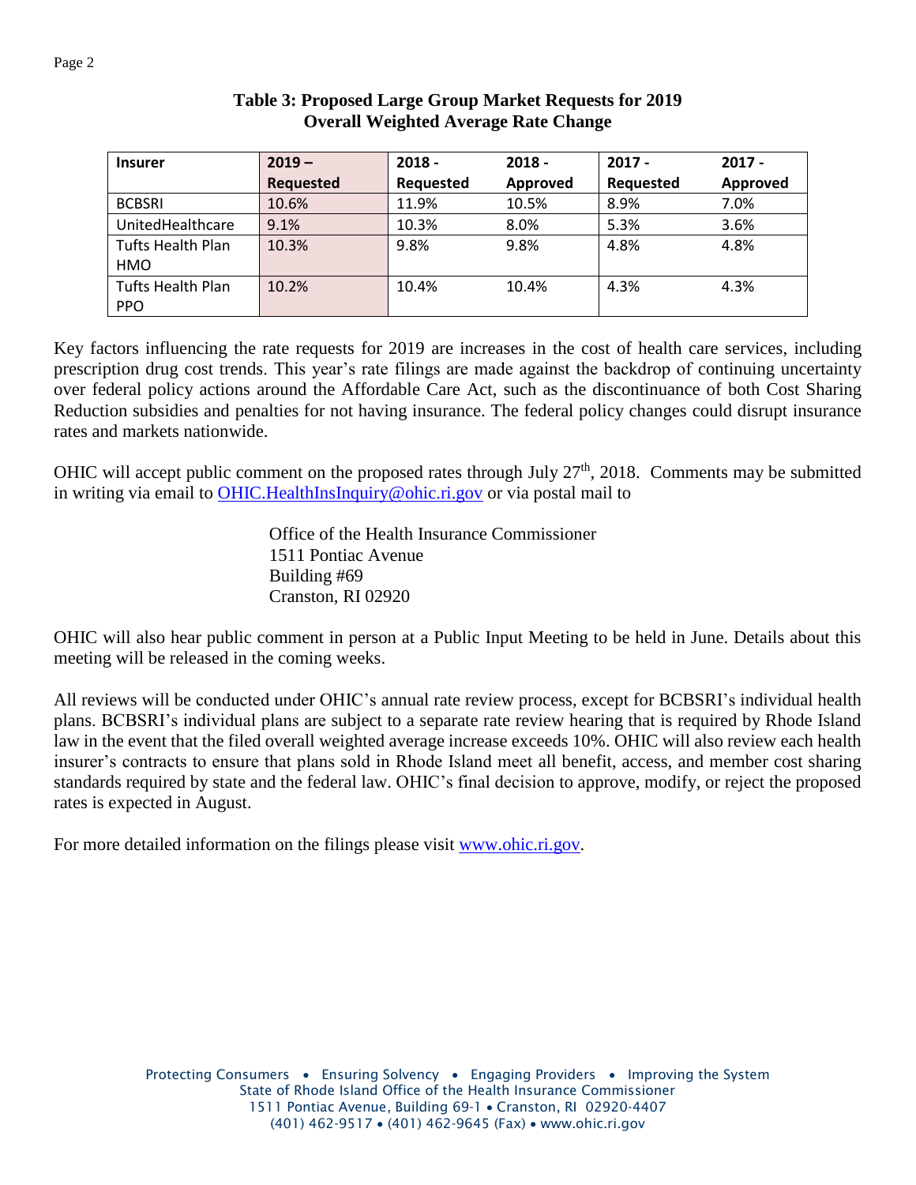**Table 3: Proposed Large Group Market Requests for 2019 Overall Weighted Average Rate Change**

| Insurer | 2019 – Requested | 2018 - Requested | 2018 - Approved | 2017 - Requested | 2017 - Approved |
|---|---|---|---|---|---|
| BCBSRI | 10.6% | 11.9% | 10.5% | 8.9% | 7.0% |
| UnitedHealthcare | 9.1% | 10.3% | 8.0% | 5.3% | 3.6% |
| Tufts Health Plan HMO | 10.3% | 9.8% | 9.8% | 4.8% | 4.8% |
| Tufts Health Plan PPO | 10.2% | 10.4% | 10.4% | 4.3% | 4.3% |

Key factors influencing the rate requests for 2019 are increases in the cost of health care services, including prescription drug cost trends. This year's rate filings are made against the backdrop of continuing uncertainty over federal policy actions around the Affordable Care Act, such as the discontinuance of both Cost Sharing Reduction subsidies and penalties for not having insurance. The federal policy changes could disrupt insurance rates and markets nationwide.

OHIC will accept public comment on the proposed rates through July 27th, 2018. Comments may be submitted in writing via email to OHIC.HealthInsInquiry@ohic.ri.gov or via postal mail to

Office of the Health Insurance Commissioner
1511 Pontiac Avenue
Building #69
Cranston, RI 02920

OHIC will also hear public comment in person at a Public Input Meeting to be held in June. Details about this meeting will be released in the coming weeks.

All reviews will be conducted under OHIC's annual rate review process, except for BCBSRI's individual health plans. BCBSRI's individual plans are subject to a separate rate review hearing that is required by Rhode Island law in the event that the filed overall weighted average increase exceeds 10%. OHIC will also review each health insurer's contracts to ensure that plans sold in Rhode Island meet all benefit, access, and member cost sharing standards required by state and the federal law. OHIC's final decision to approve, modify, or reject the proposed rates is expected in August.

For more detailed information on the filings please visit www.ohic.ri.gov.